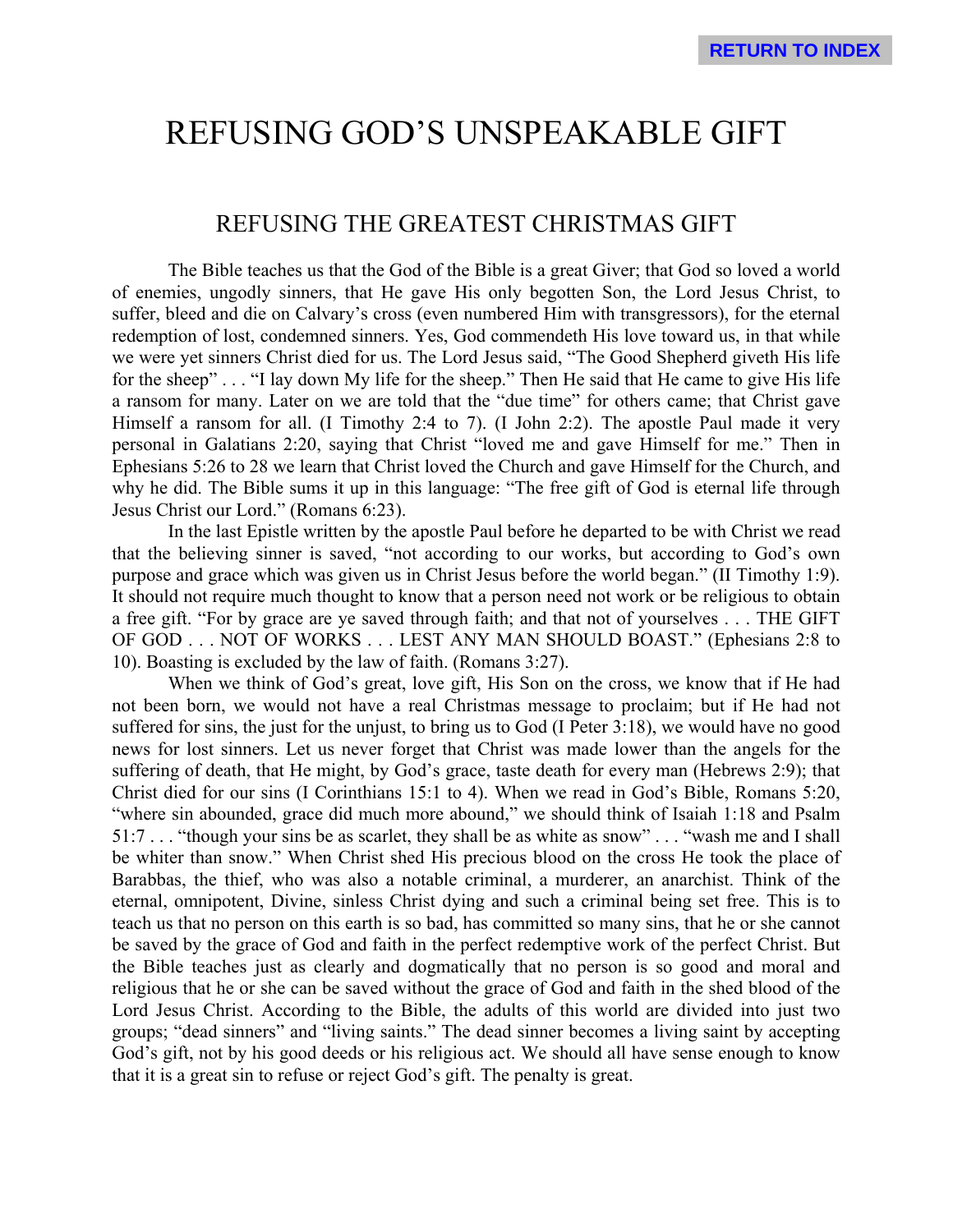# REFUSING GOD'S UNSPEAKABLE GIFT

## REFUSING THE GREATEST CHRISTMAS GIFT

The Bible teaches us that the God of the Bible is a great Giver; that God so loved a world of enemies, ungodly sinners, that He gave His only begotten Son, the Lord Jesus Christ, to suffer, bleed and die on Calvary's cross (even numbered Him with transgressors), for the eternal redemption of lost, condemned sinners. Yes, God commendeth His love toward us, in that while we were yet sinners Christ died for us. The Lord Jesus said, "The Good Shepherd giveth His life for the sheep" . . . "I lay down My life for the sheep." Then He said that He came to give His life a ransom for many. Later on we are told that the "due time" for others came; that Christ gave Himself a ransom for all. (I Timothy 2:4 to 7). (I John 2:2). The apostle Paul made it very personal in Galatians 2:20, saying that Christ "loved me and gave Himself for me." Then in Ephesians 5:26 to 28 we learn that Christ loved the Church and gave Himself for the Church, and why he did. The Bible sums it up in this language: "The free gift of God is eternal life through Jesus Christ our Lord." (Romans 6:23).

In the last Epistle written by the apostle Paul before he departed to be with Christ we read that the believing sinner is saved, "not according to our works, but according to God's own purpose and grace which was given us in Christ Jesus before the world began." (II Timothy 1:9). It should not require much thought to know that a person need not work or be religious to obtain a free gift. "For by grace are ye saved through faith; and that not of yourselves . . . THE GIFT OF GOD . . . NOT OF WORKS . . . LEST ANY MAN SHOULD BOAST." (Ephesians 2:8 to 10). Boasting is excluded by the law of faith. (Romans 3:27).

When we think of God's great, love gift, His Son on the cross, we know that if He had not been born, we would not have a real Christmas message to proclaim; but if He had not suffered for sins, the just for the unjust, to bring us to God (I Peter 3:18), we would have no good news for lost sinners. Let us never forget that Christ was made lower than the angels for the suffering of death, that He might, by God's grace, taste death for every man (Hebrews 2:9); that Christ died for our sins (I Corinthians 15:1 to 4). When we read in God's Bible, Romans 5:20, "where sin abounded, grace did much more abound," we should think of Isaiah 1:18 and Psalm 51:7 . . . "though your sins be as scarlet, they shall be as white as snow" . . . "wash me and I shall be whiter than snow." When Christ shed His precious blood on the cross He took the place of Barabbas, the thief, who was also a notable criminal, a murderer, an anarchist. Think of the eternal, omnipotent, Divine, sinless Christ dying and such a criminal being set free. This is to teach us that no person on this earth is so bad, has committed so many sins, that he or she cannot be saved by the grace of God and faith in the perfect redemptive work of the perfect Christ. But the Bible teaches just as clearly and dogmatically that no person is so good and moral and religious that he or she can be saved without the grace of God and faith in the shed blood of the Lord Jesus Christ. According to the Bible, the adults of this world are divided into just two groups; "dead sinners" and "living saints." The dead sinner becomes a living saint by accepting God's gift, not by his good deeds or his religious act. We should all have sense enough to know that it is a great sin to refuse or reject God's gift. The penalty is great.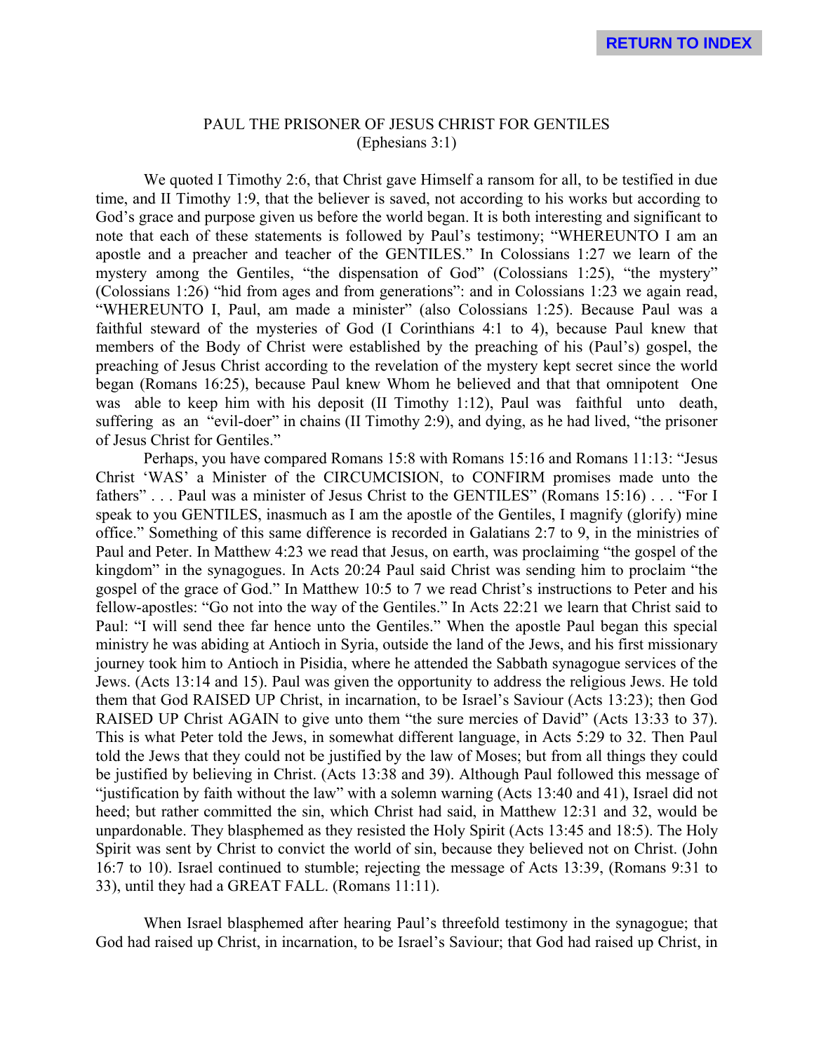PAUL THE PRISONER OF JESUS CHRIST FOR GENTILES
(Ephesians 3:1)

We quoted I Timothy 2:6, that Christ gave Himself a ransom for all, to be testified in due time, and II Timothy 1:9, that the believer is saved, not according to his works but according to God's grace and purpose given us before the world began. It is both interesting and significant to note that each of these statements is followed by Paul's testimony; "WHEREUNTO I am an apostle and a preacher and teacher of the GENTILES." In Colossians 1:27 we learn of the mystery among the Gentiles, "the dispensation of God" (Colossians 1:25), "the mystery" (Colossians 1:26) "hid from ages and from generations": and in Colossians 1:23 we again read, "WHEREUNTO I, Paul, am made a minister" (also Colossians 1:25). Because Paul was a faithful steward of the mysteries of God (I Corinthians 4:1 to 4), because Paul knew that members of the Body of Christ were established by the preaching of his (Paul's) gospel, the preaching of Jesus Christ according to the revelation of the mystery kept secret since the world began (Romans 16:25), because Paul knew Whom he believed and that that omnipotent One was able to keep him with his deposit (II Timothy 1:12), Paul was faithful unto death, suffering as an "evil-doer" in chains (II Timothy 2:9), and dying, as he had lived, "the prisoner of Jesus Christ for Gentiles."

Perhaps, you have compared Romans 15:8 with Romans 15:16 and Romans 11:13: "Jesus Christ 'WAS' a Minister of the CIRCUMCISION, to CONFIRM promises made unto the fathers" . . . Paul was a minister of Jesus Christ to the GENTILES" (Romans 15:16) . . . "For I speak to you GENTILES, inasmuch as I am the apostle of the Gentiles, I magnify (glorify) mine office." Something of this same difference is recorded in Galatians 2:7 to 9, in the ministries of Paul and Peter. In Matthew 4:23 we read that Jesus, on earth, was proclaiming "the gospel of the kingdom" in the synagogues. In Acts 20:24 Paul said Christ was sending him to proclaim "the gospel of the grace of God." In Matthew 10:5 to 7 we read Christ's instructions to Peter and his fellow-apostles: "Go not into the way of the Gentiles." In Acts 22:21 we learn that Christ said to Paul: "I will send thee far hence unto the Gentiles." When the apostle Paul began this special ministry he was abiding at Antioch in Syria, outside the land of the Jews, and his first missionary journey took him to Antioch in Pisidia, where he attended the Sabbath synagogue services of the Jews. (Acts 13:14 and 15). Paul was given the opportunity to address the religious Jews. He told them that God RAISED UP Christ, in incarnation, to be Israel's Saviour (Acts 13:23); then God RAISED UP Christ AGAIN to give unto them "the sure mercies of David" (Acts 13:33 to 37). This is what Peter told the Jews, in somewhat different language, in Acts 5:29 to 32. Then Paul told the Jews that they could not be justified by the law of Moses; but from all things they could be justified by believing in Christ. (Acts 13:38 and 39). Although Paul followed this message of "justification by faith without the law" with a solemn warning (Acts 13:40 and 41), Israel did not heed; but rather committed the sin, which Christ had said, in Matthew 12:31 and 32, would be unpardonable. They blasphemed as they resisted the Holy Spirit (Acts 13:45 and 18:5). The Holy Spirit was sent by Christ to convict the world of sin, because they believed not on Christ. (John 16:7 to 10). Israel continued to stumble; rejecting the message of Acts 13:39, (Romans 9:31 to 33), until they had a GREAT FALL. (Romans 11:11).

When Israel blasphemed after hearing Paul's threefold testimony in the synagogue; that God had raised up Christ, in incarnation, to be Israel's Saviour; that God had raised up Christ, in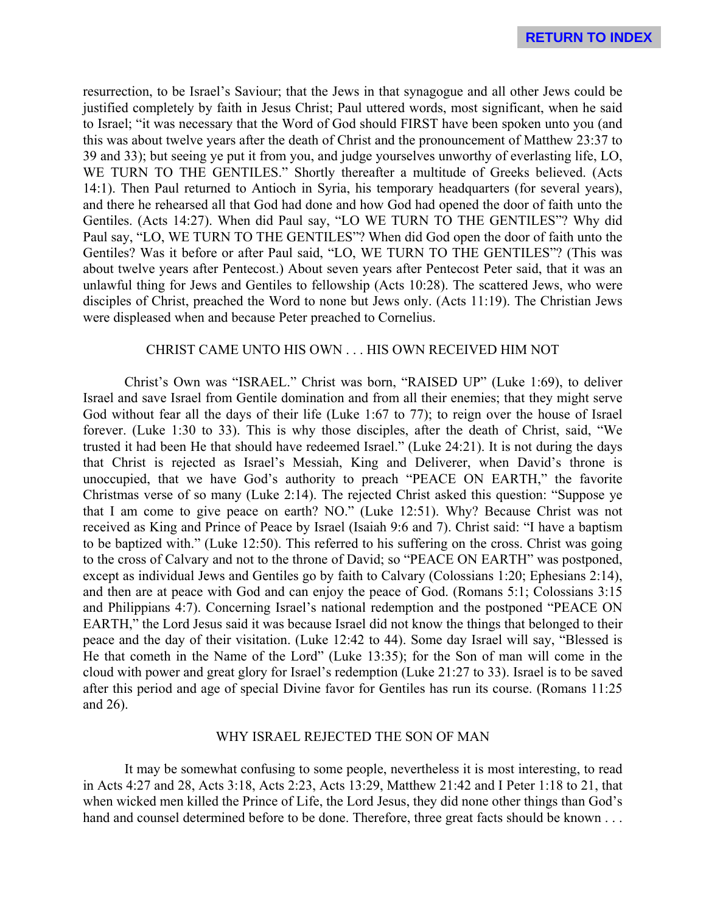resurrection, to be Israel's Saviour; that the Jews in that synagogue and all other Jews could be justified completely by faith in Jesus Christ; Paul uttered words, most significant, when he said to Israel; "it was necessary that the Word of God should FIRST have been spoken unto you (and this was about twelve years after the death of Christ and the pronouncement of Matthew 23:37 to 39 and 33); but seeing ye put it from you, and judge yourselves unworthy of everlasting life, LO, WE TURN TO THE GENTILES." Shortly thereafter a multitude of Greeks believed. (Acts 14:1). Then Paul returned to Antioch in Syria, his temporary headquarters (for several years), and there he rehearsed all that God had done and how God had opened the door of faith unto the Gentiles. (Acts 14:27). When did Paul say, "LO WE TURN TO THE GENTILES"? Why did Paul say, "LO, WE TURN TO THE GENTILES"? When did God open the door of faith unto the Gentiles? Was it before or after Paul said, "LO, WE TURN TO THE GENTILES"? (This was about twelve years after Pentecost.) About seven years after Pentecost Peter said, that it was an unlawful thing for Jews and Gentiles to fellowship (Acts 10:28). The scattered Jews, who were disciples of Christ, preached the Word to none but Jews only. (Acts 11:19). The Christian Jews were displeased when and because Peter preached to Cornelius.

## CHRIST CAME UNTO HIS OWN . . . HIS OWN RECEIVED HIM NOT

Christ's Own was "ISRAEL." Christ was born, "RAISED UP" (Luke 1:69), to deliver Israel and save Israel from Gentile domination and from all their enemies; that they might serve God without fear all the days of their life (Luke 1:67 to 77); to reign over the house of Israel forever. (Luke 1:30 to 33). This is why those disciples, after the death of Christ, said, "We trusted it had been He that should have redeemed Israel." (Luke 24:21). It is not during the days that Christ is rejected as Israel's Messiah, King and Deliverer, when David's throne is unoccupied, that we have God's authority to preach "PEACE ON EARTH," the favorite Christmas verse of so many (Luke 2:14). The rejected Christ asked this question: "Suppose ye that I am come to give peace on earth? NO." (Luke 12:51). Why? Because Christ was not received as King and Prince of Peace by Israel (Isaiah 9:6 and 7). Christ said: "I have a baptism to be baptized with." (Luke 12:50). This referred to his suffering on the cross. Christ was going to the cross of Calvary and not to the throne of David; so "PEACE ON EARTH" was postponed, except as individual Jews and Gentiles go by faith to Calvary (Colossians 1:20; Ephesians 2:14), and then are at peace with God and can enjoy the peace of God. (Romans 5:1; Colossians 3:15 and Philippians 4:7). Concerning Israel's national redemption and the postponed "PEACE ON EARTH," the Lord Jesus said it was because Israel did not know the things that belonged to their peace and the day of their visitation. (Luke 12:42 to 44). Some day Israel will say, "Blessed is He that cometh in the Name of the Lord" (Luke 13:35); for the Son of man will come in the cloud with power and great glory for Israel's redemption (Luke 21:27 to 33). Israel is to be saved after this period and age of special Divine favor for Gentiles has run its course. (Romans 11:25 and 26).

## WHY ISRAEL REJECTED THE SON OF MAN

It may be somewhat confusing to some people, nevertheless it is most interesting, to read in Acts 4:27 and 28, Acts 3:18, Acts 2:23, Acts 13:29, Matthew 21:42 and I Peter 1:18 to 21, that when wicked men killed the Prince of Life, the Lord Jesus, they did none other things than God's hand and counsel determined before to be done. Therefore, three great facts should be known . . .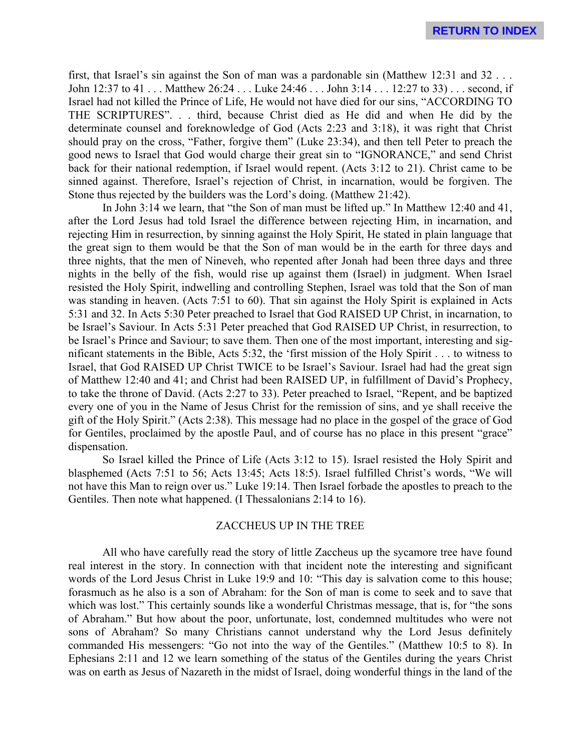first, that Israel's sin against the Son of man was a pardonable sin (Matthew 12:31 and 32 . . . John 12:37 to 41 . . . Matthew 26:24 . . . Luke 24:46 . . . John 3:14 . . . 12:27 to 33) . . . second, if Israel had not killed the Prince of Life, He would not have died for our sins, "ACCORDING TO THE SCRIPTURES". . . third, because Christ died as He did and when He did by the determinate counsel and foreknowledge of God (Acts 2:23 and 3:18), it was right that Christ should pray on the cross, "Father, forgive them" (Luke 23:34), and then tell Peter to preach the good news to Israel that God would charge their great sin to "IGNORANCE," and send Christ back for their national redemption, if Israel would repent. (Acts 3:12 to 21). Christ came to be sinned against. Therefore, Israel's rejection of Christ, in incarnation, would be forgiven. The Stone thus rejected by the builders was the Lord's doing. (Matthew 21:42).

In John 3:14 we learn, that "the Son of man must be lifted up." In Matthew 12:40 and 41, after the Lord Jesus had told Israel the difference between rejecting Him, in incarnation, and rejecting Him in resurrection, by sinning against the Holy Spirit, He stated in plain language that the great sign to them would be that the Son of man would be in the earth for three days and three nights, that the men of Nineveh, who repented after Jonah had been three days and three nights in the belly of the fish, would rise up against them (Israel) in judgment. When Israel resisted the Holy Spirit, indwelling and controlling Stephen, Israel was told that the Son of man was standing in heaven. (Acts 7:51 to 60). That sin against the Holy Spirit is explained in Acts 5:31 and 32. In Acts 5:30 Peter preached to Israel that God RAISED UP Christ, in incarnation, to be Israel's Saviour. In Acts 5:31 Peter preached that God RAISED UP Christ, in resurrection, to be Israel's Prince and Saviour; to save them. Then one of the most important, interesting and significant statements in the Bible, Acts 5:32, the 'first mission of the Holy Spirit . . . to witness to Israel, that God RAISED UP Christ TWICE to be Israel's Saviour. Israel had had the great sign of Matthew 12:40 and 41; and Christ had been RAISED UP, in fulfillment of David's Prophecy, to take the throne of David. (Acts 2:27 to 33). Peter preached to Israel, "Repent, and be baptized every one of you in the Name of Jesus Christ for the remission of sins, and ye shall receive the gift of the Holy Spirit." (Acts 2:38). This message had no place in the gospel of the grace of God for Gentiles, proclaimed by the apostle Paul, and of course has no place in this present "grace" dispensation.

So Israel killed the Prince of Life (Acts 3:12 to 15). Israel resisted the Holy Spirit and blasphemed (Acts 7:51 to 56; Acts 13:45; Acts 18:5). Israel fulfilled Christ's words, "We will not have this Man to reign over us." Luke 19:14. Then Israel forbade the apostles to preach to the Gentiles. Then note what happened. (I Thessalonians 2:14 to 16).

## ZACCHEUS UP IN THE TREE

All who have carefully read the story of little Zaccheus up the sycamore tree have found real interest in the story. In connection with that incident note the interesting and significant words of the Lord Jesus Christ in Luke 19:9 and 10: "This day is salvation come to this house; forasmuch as he also is a son of Abraham: for the Son of man is come to seek and to save that which was lost." This certainly sounds like a wonderful Christmas message, that is, for "the sons of Abraham." But how about the poor, unfortunate, lost, condemned multitudes who were not sons of Abraham? So many Christians cannot understand why the Lord Jesus definitely commanded His messengers: "Go not into the way of the Gentiles." (Matthew 10:5 to 8). In Ephesians 2:11 and 12 we learn something of the status of the Gentiles during the years Christ was on earth as Jesus of Nazareth in the midst of Israel, doing wonderful things in the land of the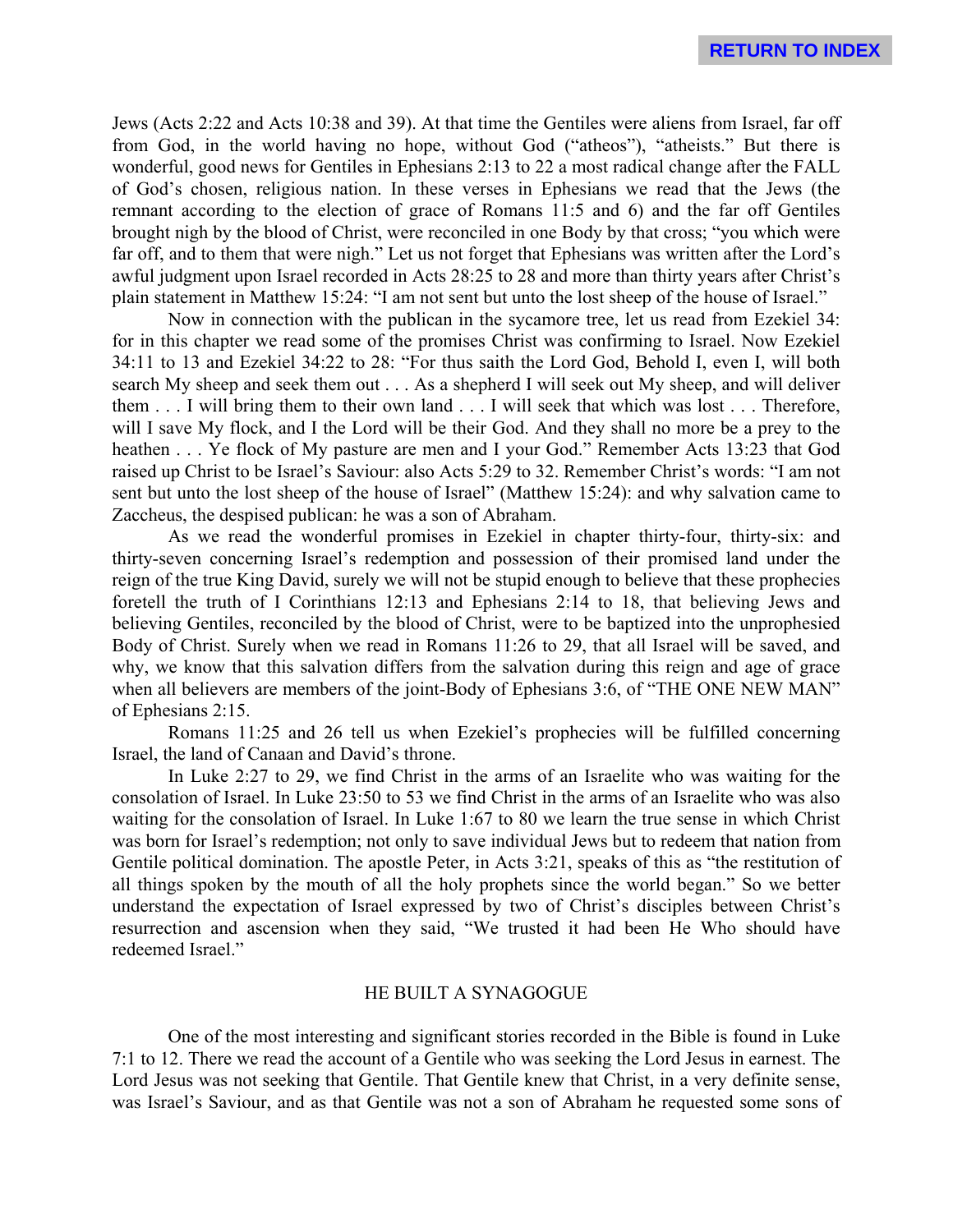Jews (Acts 2:22 and Acts 10:38 and 39). At that time the Gentiles were aliens from Israel, far off from God, in the world having no hope, without God ("atheos"), "atheists." But there is wonderful, good news for Gentiles in Ephesians 2:13 to 22 a most radical change after the FALL of God's chosen, religious nation. In these verses in Ephesians we read that the Jews (the remnant according to the election of grace of Romans 11:5 and 6) and the far off Gentiles brought nigh by the blood of Christ, were reconciled in one Body by that cross; "you which were far off, and to them that were nigh." Let us not forget that Ephesians was written after the Lord's awful judgment upon Israel recorded in Acts 28:25 to 28 and more than thirty years after Christ's plain statement in Matthew 15:24: "I am not sent but unto the lost sheep of the house of Israel."

Now in connection with the publican in the sycamore tree, let us read from Ezekiel 34: for in this chapter we read some of the promises Christ was confirming to Israel. Now Ezekiel 34:11 to 13 and Ezekiel 34:22 to 28: "For thus saith the Lord God, Behold I, even I, will both search My sheep and seek them out . . . As a shepherd I will seek out My sheep, and will deliver them . . . I will bring them to their own land . . . I will seek that which was lost . . . Therefore, will I save My flock, and I the Lord will be their God. And they shall no more be a prey to the heathen . . . Ye flock of My pasture are men and I your God." Remember Acts 13:23 that God raised up Christ to be Israel's Saviour: also Acts 5:29 to 32. Remember Christ's words: "I am not sent but unto the lost sheep of the house of Israel" (Matthew 15:24): and why salvation came to Zaccheus, the despised publican: he was a son of Abraham.

As we read the wonderful promises in Ezekiel in chapter thirty-four, thirty-six: and thirty-seven concerning Israel's redemption and possession of their promised land under the reign of the true King David, surely we will not be stupid enough to believe that these prophecies foretell the truth of I Corinthians 12:13 and Ephesians 2:14 to 18, that believing Jews and believing Gentiles, reconciled by the blood of Christ, were to be baptized into the unprophesied Body of Christ. Surely when we read in Romans 11:26 to 29, that all Israel will be saved, and why, we know that this salvation differs from the salvation during this reign and age of grace when all believers are members of the joint-Body of Ephesians 3:6, of "THE ONE NEW MAN" of Ephesians 2:15.

Romans 11:25 and 26 tell us when Ezekiel's prophecies will be fulfilled concerning Israel, the land of Canaan and David's throne.

In Luke 2:27 to 29, we find Christ in the arms of an Israelite who was waiting for the consolation of Israel. In Luke 23:50 to 53 we find Christ in the arms of an Israelite who was also waiting for the consolation of Israel. In Luke 1:67 to 80 we learn the true sense in which Christ was born for Israel's redemption; not only to save individual Jews but to redeem that nation from Gentile political domination. The apostle Peter, in Acts 3:21, speaks of this as "the restitution of all things spoken by the mouth of all the holy prophets since the world began." So we better understand the expectation of Israel expressed by two of Christ's disciples between Christ's resurrection and ascension when they said, "We trusted it had been He Who should have redeemed Israel."

## HE BUILT A SYNAGOGUE

One of the most interesting and significant stories recorded in the Bible is found in Luke 7:1 to 12. There we read the account of a Gentile who was seeking the Lord Jesus in earnest. The Lord Jesus was not seeking that Gentile. That Gentile knew that Christ, in a very definite sense, was Israel's Saviour, and as that Gentile was not a son of Abraham he requested some sons of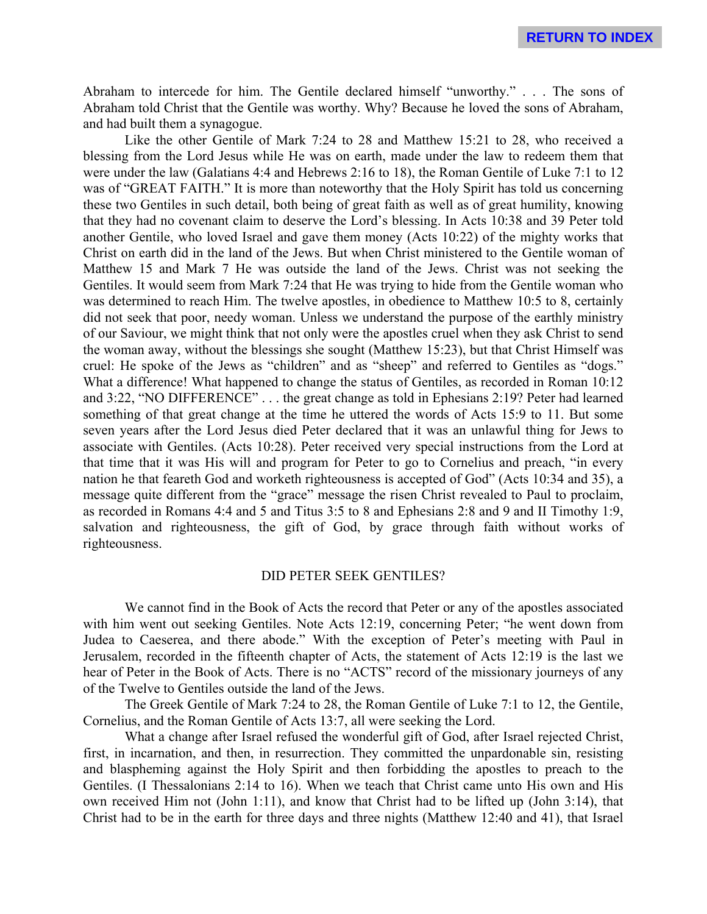Abraham to intercede for him. The Gentile declared himself "unworthy." . . . The sons of Abraham told Christ that the Gentile was worthy. Why? Because he loved the sons of Abraham, and had built them a synagogue.

Like the other Gentile of Mark 7:24 to 28 and Matthew 15:21 to 28, who received a blessing from the Lord Jesus while He was on earth, made under the law to redeem them that were under the law (Galatians 4:4 and Hebrews 2:16 to 18), the Roman Gentile of Luke 7:1 to 12 was of "GREAT FAITH." It is more than noteworthy that the Holy Spirit has told us concerning these two Gentiles in such detail, both being of great faith as well as of great humility, knowing that they had no covenant claim to deserve the Lord's blessing. In Acts 10:38 and 39 Peter told another Gentile, who loved Israel and gave them money (Acts 10:22) of the mighty works that Christ on earth did in the land of the Jews. But when Christ ministered to the Gentile woman of Matthew 15 and Mark 7 He was outside the land of the Jews. Christ was not seeking the Gentiles. It would seem from Mark 7:24 that He was trying to hide from the Gentile woman who was determined to reach Him. The twelve apostles, in obedience to Matthew 10:5 to 8, certainly did not seek that poor, needy woman. Unless we understand the purpose of the earthly ministry of our Saviour, we might think that not only were the apostles cruel when they ask Christ to send the woman away, without the blessings she sought (Matthew 15:23), but that Christ Himself was cruel: He spoke of the Jews as "children" and as "sheep" and referred to Gentiles as "dogs." What a difference! What happened to change the status of Gentiles, as recorded in Roman 10:12 and 3:22, "NO DIFFERENCE" . . . the great change as told in Ephesians 2:19? Peter had learned something of that great change at the time he uttered the words of Acts 15:9 to 11. But some seven years after the Lord Jesus died Peter declared that it was an unlawful thing for Jews to associate with Gentiles. (Acts 10:28). Peter received very special instructions from the Lord at that time that it was His will and program for Peter to go to Cornelius and preach, "in every nation he that feareth God and worketh righteousness is accepted of God" (Acts 10:34 and 35), a message quite different from the "grace" message the risen Christ revealed to Paul to proclaim, as recorded in Romans 4:4 and 5 and Titus 3:5 to 8 and Ephesians 2:8 and 9 and II Timothy 1:9, salvation and righteousness, the gift of God, by grace through faith without works of righteousness.

## DID PETER SEEK GENTILES?

We cannot find in the Book of Acts the record that Peter or any of the apostles associated with him went out seeking Gentiles. Note Acts 12:19, concerning Peter; "he went down from Judea to Caeserea, and there abode." With the exception of Peter's meeting with Paul in Jerusalem, recorded in the fifteenth chapter of Acts, the statement of Acts 12:19 is the last we hear of Peter in the Book of Acts. There is no "ACTS" record of the missionary journeys of any of the Twelve to Gentiles outside the land of the Jews.

The Greek Gentile of Mark 7:24 to 28, the Roman Gentile of Luke 7:1 to 12, the Gentile, Cornelius, and the Roman Gentile of Acts 13:7, all were seeking the Lord.

What a change after Israel refused the wonderful gift of God, after Israel rejected Christ, first, in incarnation, and then, in resurrection. They committed the unpardonable sin, resisting and blaspheming against the Holy Spirit and then forbidding the apostles to preach to the Gentiles. (I Thessalonians 2:14 to 16). When we teach that Christ came unto His own and His own received Him not (John 1:11), and know that Christ had to be lifted up (John 3:14), that Christ had to be in the earth for three days and three nights (Matthew 12:40 and 41), that Israel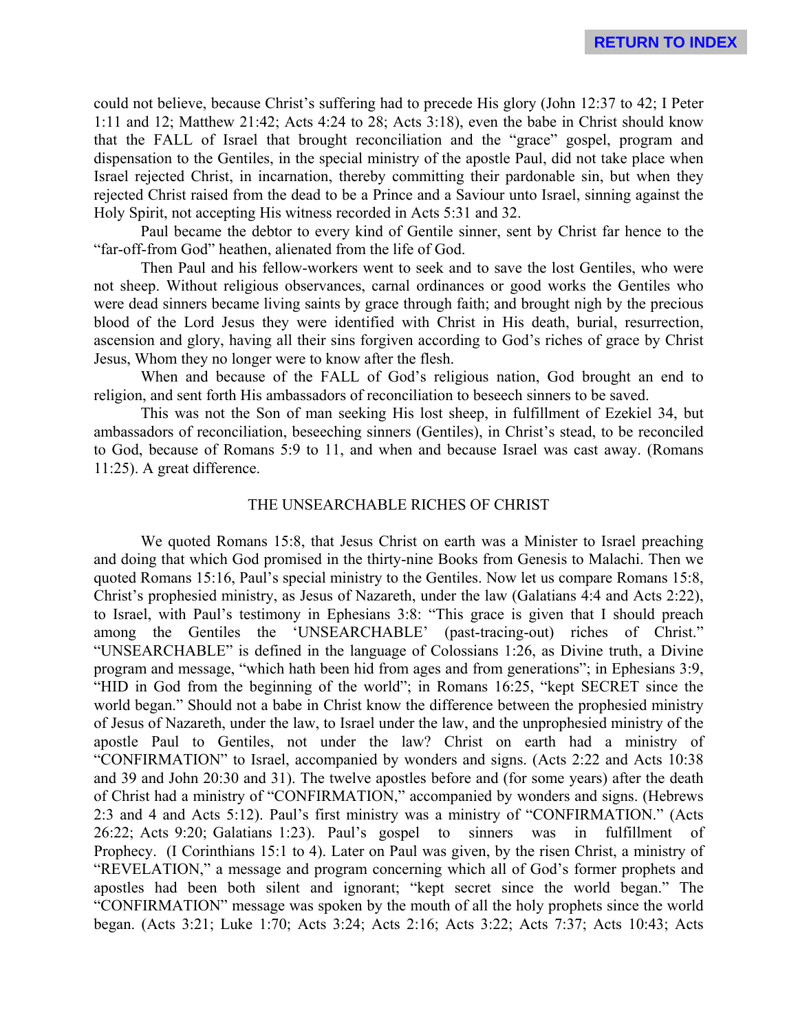could not believe, because Christ's suffering had to precede His glory (John 12:37 to 42; I Peter 1:11 and 12; Matthew 21:42; Acts 4:24 to 28; Acts 3:18), even the babe in Christ should know that the FALL of Israel that brought reconciliation and the "grace" gospel, program and dispensation to the Gentiles, in the special ministry of the apostle Paul, did not take place when Israel rejected Christ, in incarnation, thereby committing their pardonable sin, but when they rejected Christ raised from the dead to be a Prince and a Saviour unto Israel, sinning against the Holy Spirit, not accepting His witness recorded in Acts 5:31 and 32.

Paul became the debtor to every kind of Gentile sinner, sent by Christ far hence to the "far-off-from God" heathen, alienated from the life of God.

Then Paul and his fellow-workers went to seek and to save the lost Gentiles, who were not sheep. Without religious observances, carnal ordinances or good works the Gentiles who were dead sinners became living saints by grace through faith; and brought nigh by the precious blood of the Lord Jesus they were identified with Christ in His death, burial, resurrection, ascension and glory, having all their sins forgiven according to God's riches of grace by Christ Jesus, Whom they no longer were to know after the flesh.

When and because of the FALL of God's religious nation, God brought an end to religion, and sent forth His ambassadors of reconciliation to beseech sinners to be saved.

This was not the Son of man seeking His lost sheep, in fulfillment of Ezekiel 34, but ambassadors of reconciliation, beseeching sinners (Gentiles), in Christ's stead, to be reconciled to God, because of Romans 5:9 to 11, and when and because Israel was cast away. (Romans 11:25). A great difference.

## THE UNSEARCHABLE RICHES OF CHRIST

We quoted Romans 15:8, that Jesus Christ on earth was a Minister to Israel preaching and doing that which God promised in the thirty-nine Books from Genesis to Malachi. Then we quoted Romans 15:16, Paul's special ministry to the Gentiles. Now let us compare Romans 15:8, Christ's prophesied ministry, as Jesus of Nazareth, under the law (Galatians 4:4 and Acts 2:22), to Israel, with Paul's testimony in Ephesians 3:8: "This grace is given that I should preach among the Gentiles the 'UNSEARCHABLE' (past-tracing-out) riches of Christ." "UNSEARCHABLE" is defined in the language of Colossians 1:26, as Divine truth, a Divine program and message, "which hath been hid from ages and from generations"; in Ephesians 3:9, "HID in God from the beginning of the world"; in Romans 16:25, "kept SECRET since the world began." Should not a babe in Christ know the difference between the prophesied ministry of Jesus of Nazareth, under the law, to Israel under the law, and the unprophesied ministry of the apostle Paul to Gentiles, not under the law? Christ on earth had a ministry of "CONFIRMATION" to Israel, accompanied by wonders and signs. (Acts 2:22 and Acts 10:38 and 39 and John 20:30 and 31). The twelve apostles before and (for some years) after the death of Christ had a ministry of "CONFIRMATION," accompanied by wonders and signs. (Hebrews 2:3 and 4 and Acts 5:12). Paul's first ministry was a ministry of "CONFIRMATION." (Acts 26:22; Acts 9:20; Galatians 1:23). Paul's gospel to sinners was in fulfillment of Prophecy. (I Corinthians 15:1 to 4). Later on Paul was given, by the risen Christ, a ministry of "REVELATION," a message and program concerning which all of God's former prophets and apostles had been both silent and ignorant; "kept secret since the world began." The "CONFIRMATION" message was spoken by the mouth of all the holy prophets since the world began. (Acts 3:21; Luke 1:70; Acts 3:24; Acts 2:16; Acts 3:22; Acts 7:37; Acts 10:43; Acts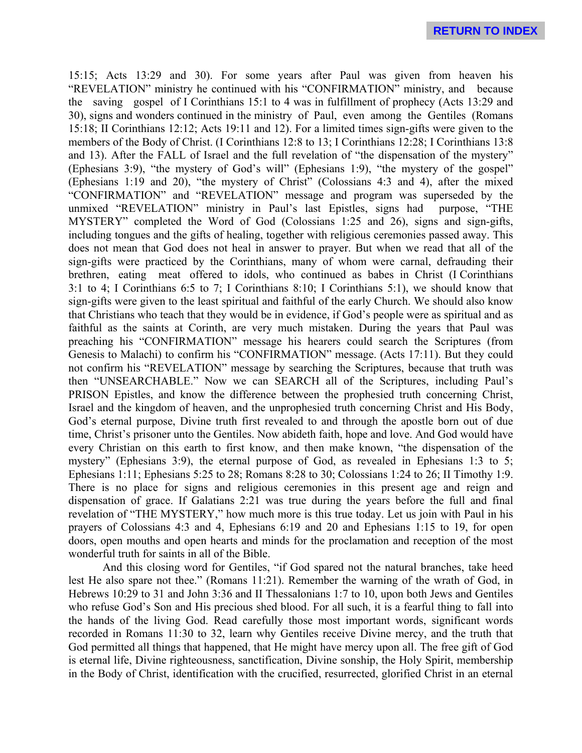15:15; Acts 13:29 and 30). For some years after Paul was given from heaven his "REVELATION" ministry he continued with his "CONFIRMATION" ministry, and because the saving gospel of I Corinthians 15:1 to 4 was in fulfillment of prophecy (Acts 13:29 and 30), signs and wonders continued in the ministry of Paul, even among the Gentiles (Romans 15:18; II Corinthians 12:12; Acts 19:11 and 12). For a limited times sign-gifts were given to the members of the Body of Christ. (I Corinthians 12:8 to 13; I Corinthians 12:28; I Corinthians 13:8 and 13). After the FALL of Israel and the full revelation of "the dispensation of the mystery" (Ephesians 3:9), "the mystery of God's will" (Ephesians 1:9), "the mystery of the gospel" (Ephesians 1:19 and 20), "the mystery of Christ" (Colossians 4:3 and 4), after the mixed "CONFIRMATION" and "REVELATION" message and program was superseded by the unmixed "REVELATION" ministry in Paul's last Epistles, signs had purpose, "THE MYSTERY" completed the Word of God (Colossians 1:25 and 26), signs and sign-gifts, including tongues and the gifts of healing, together with religious ceremonies passed away. This does not mean that God does not heal in answer to prayer. But when we read that all of the sign-gifts were practiced by the Corinthians, many of whom were carnal, defrauding their brethren, eating meat offered to idols, who continued as babes in Christ (I Corinthians 3:1 to 4; I Corinthians 6:5 to 7; I Corinthians 8:10; I Corinthians 5:1), we should know that sign-gifts were given to the least spiritual and faithful of the early Church. We should also know that Christians who teach that they would be in evidence, if God's people were as spiritual and as faithful as the saints at Corinth, are very much mistaken. During the years that Paul was preaching his "CONFIRMATION" message his hearers could search the Scriptures (from Genesis to Malachi) to confirm his "CONFIRMATION" message. (Acts 17:11). But they could not confirm his "REVELATION" message by searching the Scriptures, because that truth was then "UNSEARCHABLE." Now we can SEARCH all of the Scriptures, including Paul's PRISON Epistles, and know the difference between the prophesied truth concerning Christ, Israel and the kingdom of heaven, and the unprophesied truth concerning Christ and His Body, God's eternal purpose, Divine truth first revealed to and through the apostle born out of due time, Christ's prisoner unto the Gentiles. Now abideth faith, hope and love. And God would have every Christian on this earth to first know, and then make known, "the dispensation of the mystery" (Ephesians 3:9), the eternal purpose of God, as revealed in Ephesians 1:3 to 5; Ephesians 1:11; Ephesians 5:25 to 28; Romans 8:28 to 30; Colossians 1:24 to 26; II Timothy 1:9. There is no place for signs and religious ceremonies in this present age and reign and dispensation of grace. If Galatians 2:21 was true during the years before the full and final revelation of "THE MYSTERY," how much more is this true today. Let us join with Paul in his prayers of Colossians 4:3 and 4, Ephesians 6:19 and 20 and Ephesians 1:15 to 19, for open doors, open mouths and open hearts and minds for the proclamation and reception of the most wonderful truth for saints in all of the Bible.

And this closing word for Gentiles, "if God spared not the natural branches, take heed lest He also spare not thee." (Romans 11:21). Remember the warning of the wrath of God, in Hebrews 10:29 to 31 and John 3:36 and II Thessalonians 1:7 to 10, upon both Jews and Gentiles who refuse God's Son and His precious shed blood. For all such, it is a fearful thing to fall into the hands of the living God. Read carefully those most important words, significant words recorded in Romans 11:30 to 32, learn why Gentiles receive Divine mercy, and the truth that God permitted all things that happened, that He might have mercy upon all. The free gift of God is eternal life, Divine righteousness, sanctification, Divine sonship, the Holy Spirit, membership in the Body of Christ, identification with the crucified, resurrected, glorified Christ in an eternal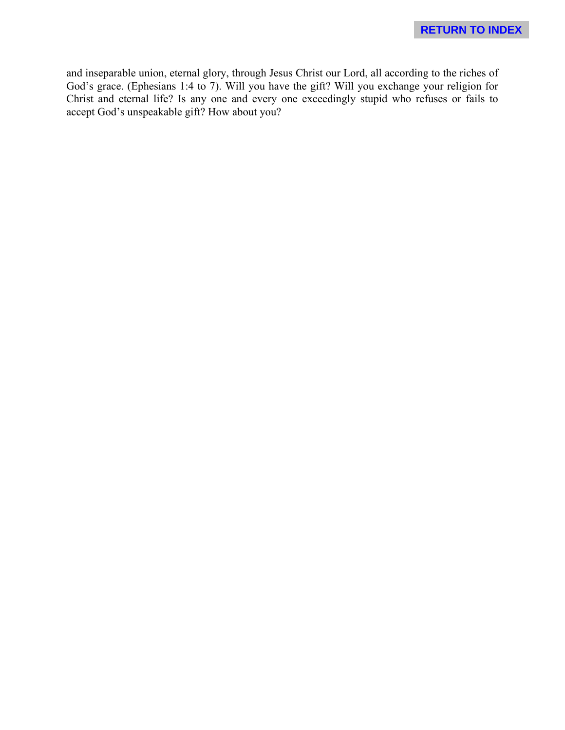and inseparable union, eternal glory, through Jesus Christ our Lord, all according to the riches of God's grace. (Ephesians 1:4 to 7). Will you have the gift? Will you exchange your religion for Christ and eternal life? Is any one and every one exceedingly stupid who refuses or fails to accept God's unspeakable gift? How about you?